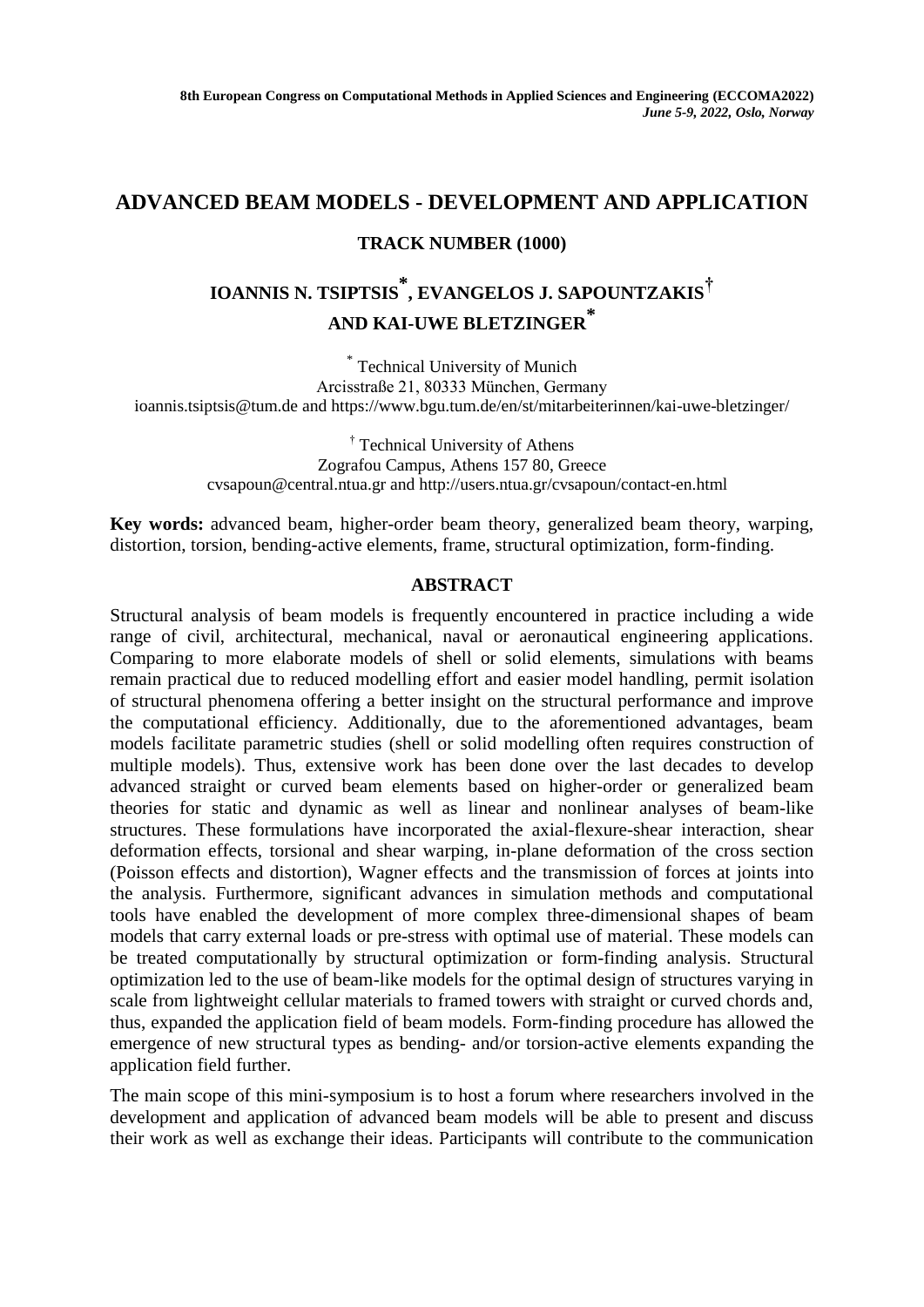**8th European Congress on Computational Methods in Applied Sciences and Engineering (ECCOMA2022)**
***June 5-9, 2022, Oslo, Norway***

# ADVANCED BEAM MODELS - DEVELOPMENT AND APPLICATION

**TRACK NUMBER (1000)**

**IOANNIS N. TSIPTSIS[*], EVANGELOS J. SAPOUNTZAKIS[†] AND KAI-UWE BLETZINGER[*]**

[*] Technical University of Munich
Arcisstraße 21, 80333 München, Germany
ioannis.tsiptsis@tum.de and https://www.bgu.tum.de/en/st/mitarbeiterinnen/kai-uwe-bletzinger/

[†] Technical University of Athens
Zografou Campus, Athens 157 80, Greece
cvsapoun@central.ntua.gr and http://users.ntua.gr/cvsapoun/contact-en.html

**Key words:** advanced beam, higher-order beam theory, generalized beam theory, warping, distortion, torsion, bending-active elements, frame, structural optimization, form-finding.

## ABSTRACT

Structural analysis of beam models is frequently encountered in practice including a wide range of civil, architectural, mechanical, naval or aeronautical engineering applications. Comparing to more elaborate models of shell or solid elements, simulations with beams remain practical due to reduced modelling effort and easier model handling, permit isolation of structural phenomena offering a better insight on the structural performance and improve the computational efficiency. Additionally, due to the aforementioned advantages, beam models facilitate parametric studies (shell or solid modelling often requires construction of multiple models). Thus, extensive work has been done over the last decades to develop advanced straight or curved beam elements based on higher-order or generalized beam theories for static and dynamic as well as linear and nonlinear analyses of beam-like structures. These formulations have incorporated the axial-flexure-shear interaction, shear deformation effects, torsional and shear warping, in-plane deformation of the cross section (Poisson effects and distortion), Wagner effects and the transmission of forces at joints into the analysis. Furthermore, significant advances in simulation methods and computational tools have enabled the development of more complex three-dimensional shapes of beam models that carry external loads or pre-stress with optimal use of material. These models can be treated computationally by structural optimization or form-finding analysis. Structural optimization led to the use of beam-like models for the optimal design of structures varying in scale from lightweight cellular materials to framed towers with straight or curved chords and, thus, expanded the application field of beam models. Form-finding procedure has allowed the emergence of new structural types as bending- and/or torsion-active elements expanding the application field further.

The main scope of this mini-symposium is to host a forum where researchers involved in the development and application of advanced beam models will be able to present and discuss their work as well as exchange their ideas. Participants will contribute to the communication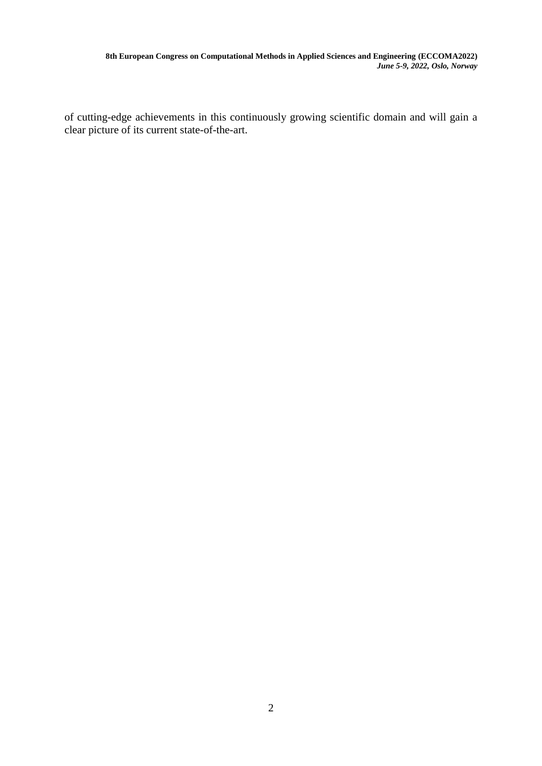of cutting-edge achievements in this continuously growing scientific domain and will gain a clear picture of its current state-of-the-art.